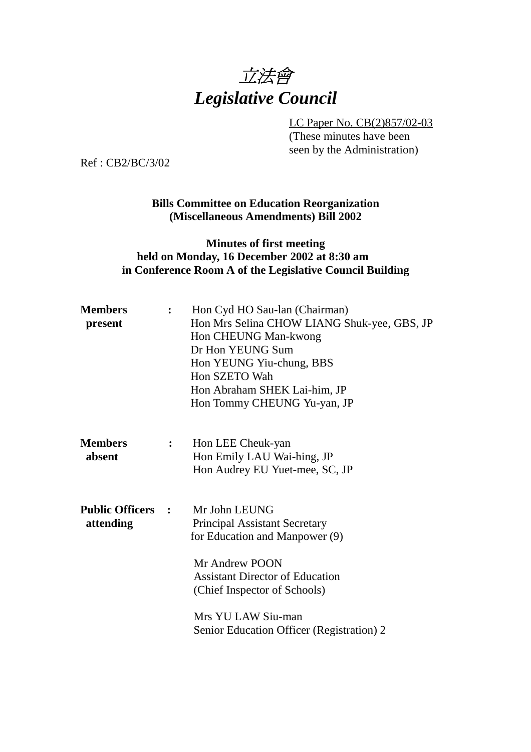# *立法會*
# *Legislative Council*

LC Paper No. CB(2)857/02-03
(These minutes have been seen by the Administration)

Ref : CB2/BC/3/02

**Bills Committee on Education Reorganization (Miscellaneous Amendments) Bill 2002**

**Minutes of first meeting held on Monday, 16 December 2002 at 8:30 am in Conference Room A of the Legislative Council Building**

**Members present** :

Hon Cyd HO Sau-lan (Chairman)
Hon Mrs Selina CHOW LIANG Shuk-yee, GBS, JP
Hon CHEUNG Man-kwong
Dr Hon YEUNG Sum
Hon YEUNG Yiu-chung, BBS
Hon SZETO Wah
Hon Abraham SHEK Lai-him, JP
Hon Tommy CHEUNG Yu-yan, JP

**Members absent** :

Hon LEE Cheuk-yan
Hon Emily LAU Wai-hing, JP
Hon Audrey EU Yuet-mee, SC, JP

**Public Officers attending** :

Mr John LEUNG
Principal Assistant Secretary for Education and Manpower (9)

Mr Andrew POON
Assistant Director of Education (Chief Inspector of Schools)

Mrs YU LAW Siu-man
Senior Education Officer (Registration) 2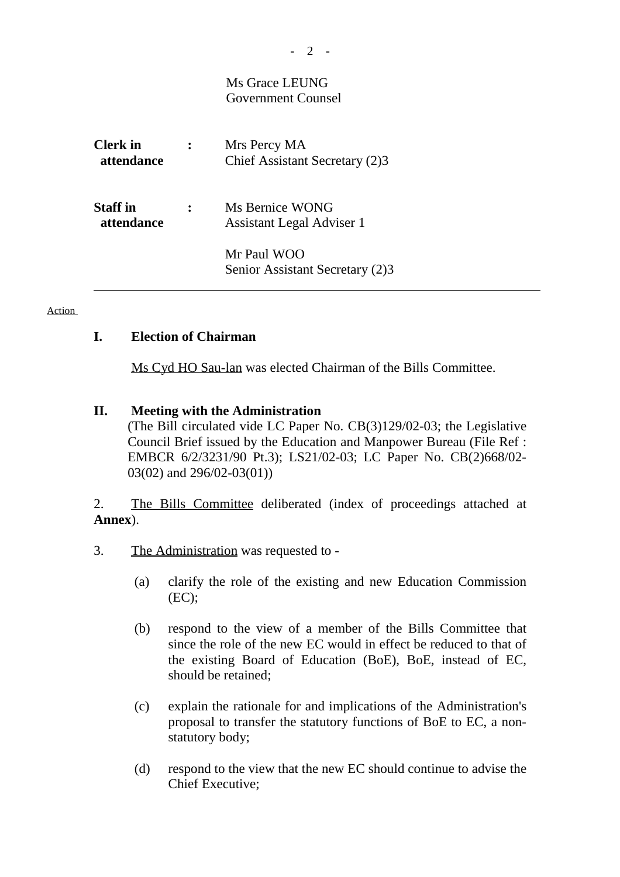Ms Grace LEUNG
Government Counsel

| | | |
|---|---|---|
| **Clerk in attendance** | **:** | Mrs Percy MA<br>Chief Assistant Secretary (2)3 |
| **Staff in attendance** | **:** | Ms Bernice WONG<br>Assistant Legal Adviser 1<br><br>Mr Paul WOO<br>Senior Assistant Secretary (2)3 |

---

Action

## I. Election of Chairman

Ms Cyd HO Sau-lan was elected Chairman of the Bills Committee.

## II. Meeting with the Administration

(The Bill circulated vide LC Paper No. CB(3)129/02-03; the Legislative Council Brief issued by the Education and Manpower Bureau (File Ref : EMBCR 6/2/3231/90 Pt.3); LS21/02-03; LC Paper No. CB(2)668/02-03(02) and 296/02-03(01))

2. The Bills Committee deliberated (index of proceedings attached at **Annex**).

3. The Administration was requested to -

(a) clarify the role of the existing and new Education Commission (EC);

(b) respond to the view of a member of the Bills Committee that since the role of the new EC would in effect be reduced to that of the existing Board of Education (BoE), BoE, instead of EC, should be retained;

(c) explain the rationale for and implications of the Administration's proposal to transfer the statutory functions of BoE to EC, a non-statutory body;

(d) respond to the view that the new EC should continue to advise the Chief Executive;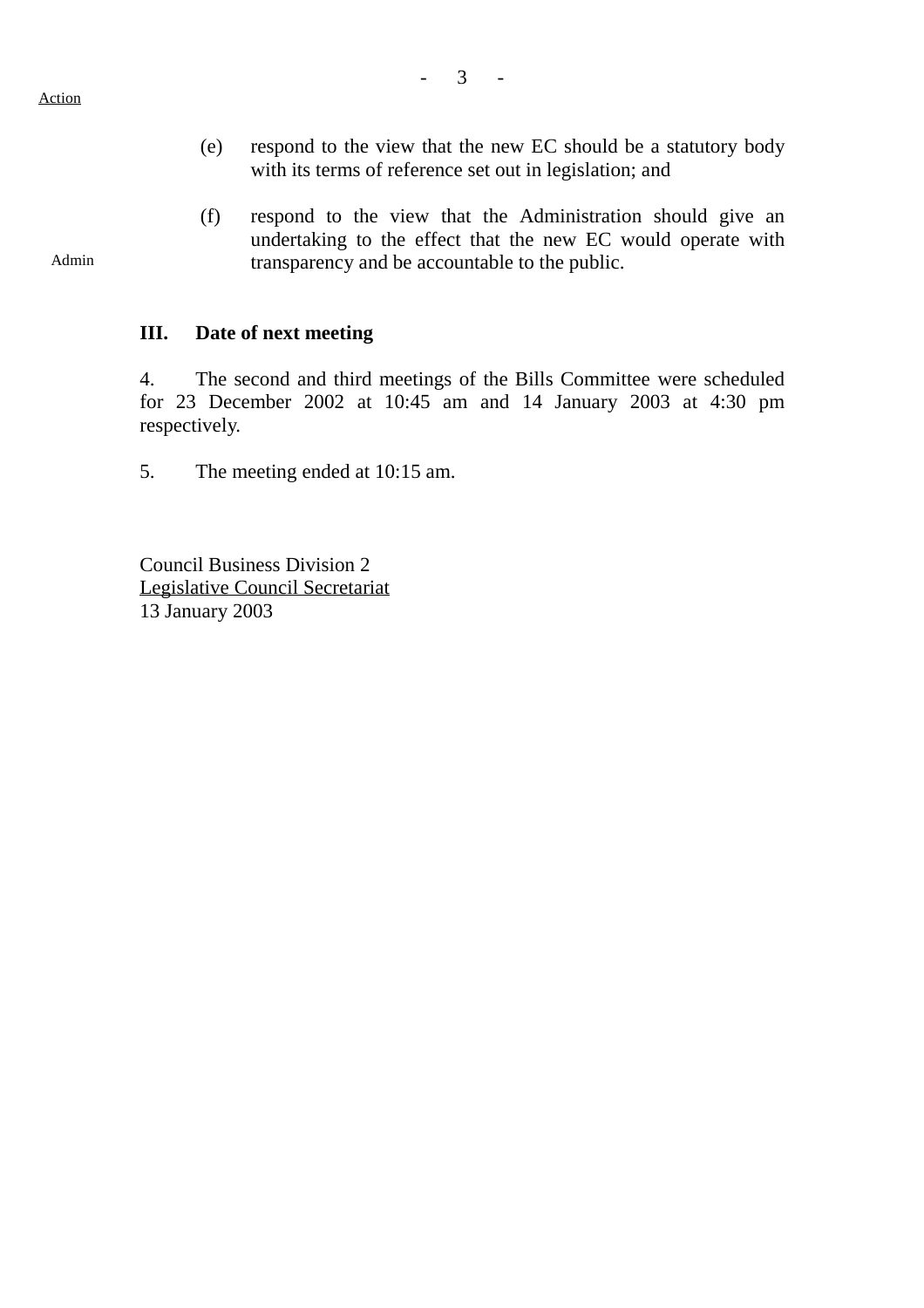Action

(e) respond to the view that the new EC should be a statutory body with its terms of reference set out in legislation; and

Admin

(f) respond to the view that the Administration should give an undertaking to the effect that the new EC would operate with transparency and be accountable to the public.

**III. Date of next meeting**

4. The second and third meetings of the Bills Committee were scheduled for 23 December 2002 at 10:45 am and 14 January 2003 at 4:30 pm respectively.

5. The meeting ended at 10:15 am.

Council Business Division 2
Legislative Council Secretariat
13 January 2003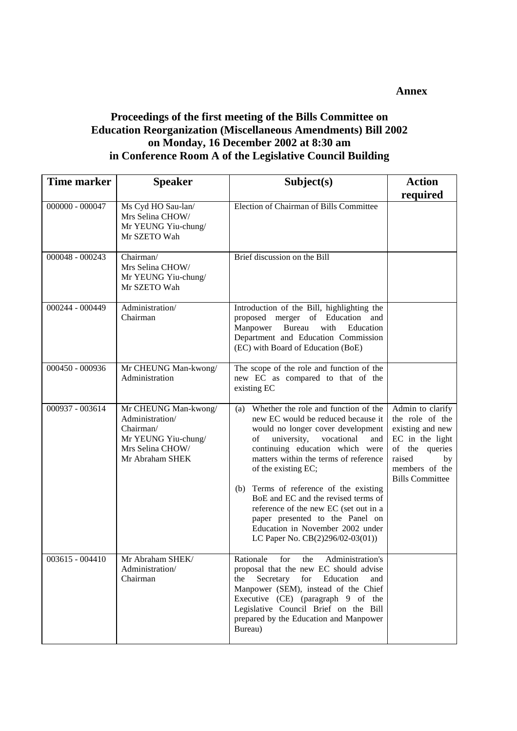**Annex**

## Proceedings of the first meeting of the Bills Committee on Education Reorganization (Miscellaneous Amendments) Bill 2002 on Monday, 16 December 2002 at 8:30 am in Conference Room A of the Legislative Council Building

| Time marker | Speaker | Subject(s) | Action required |
|---|---|---|---|
| 000000 - 000047 | Ms Cyd HO Sau-lan/ Mrs Selina CHOW/ Mr YEUNG Yiu-chung/ Mr SZETO Wah | Election of Chairman of Bills Committee | |
| 000048 - 000243 | Chairman/ Mrs Selina CHOW/ Mr YEUNG Yiu-chung/ Mr SZETO Wah | Brief discussion on the Bill | |
| 000244 - 000449 | Administration/ Chairman | Introduction of the Bill, highlighting the proposed merger of Education and Manpower Bureau with Education Department and Education Commission (EC) with Board of Education (BoE) | |
| 000450 - 000936 | Mr CHEUNG Man-kwong/ Administration | The scope of the role and function of the new EC as compared to that of the existing EC | |
| 000937 - 003614 | Mr CHEUNG Man-kwong/ Administration/ Chairman/ Mr YEUNG Yiu-chung/ Mrs Selina CHOW/ Mr Abraham SHEK | (a) Whether the role and function of the new EC would be reduced because it would no longer cover development of university, vocational and continuing education which were matters within the terms of reference of the existing EC;<br><br>(b) Terms of reference of the existing BoE and EC and the revised terms of reference of the new EC (set out in a paper presented to the Panel on Education in November 2002 under LC Paper No. CB(2)296/02-03(01)) | Admin to clarify the role of the existing and new EC in the light of the queries raised by members of the Bills Committee |
| 003615 - 004410 | Mr Abraham SHEK/ Administration/ Chairman | Rationale for the Administration's proposal that the new EC should advise the Secretary for Education and Manpower (SEM), instead of the Chief Executive (CE) (paragraph 9 of the Legislative Council Brief on the Bill prepared by the Education and Manpower Bureau) | |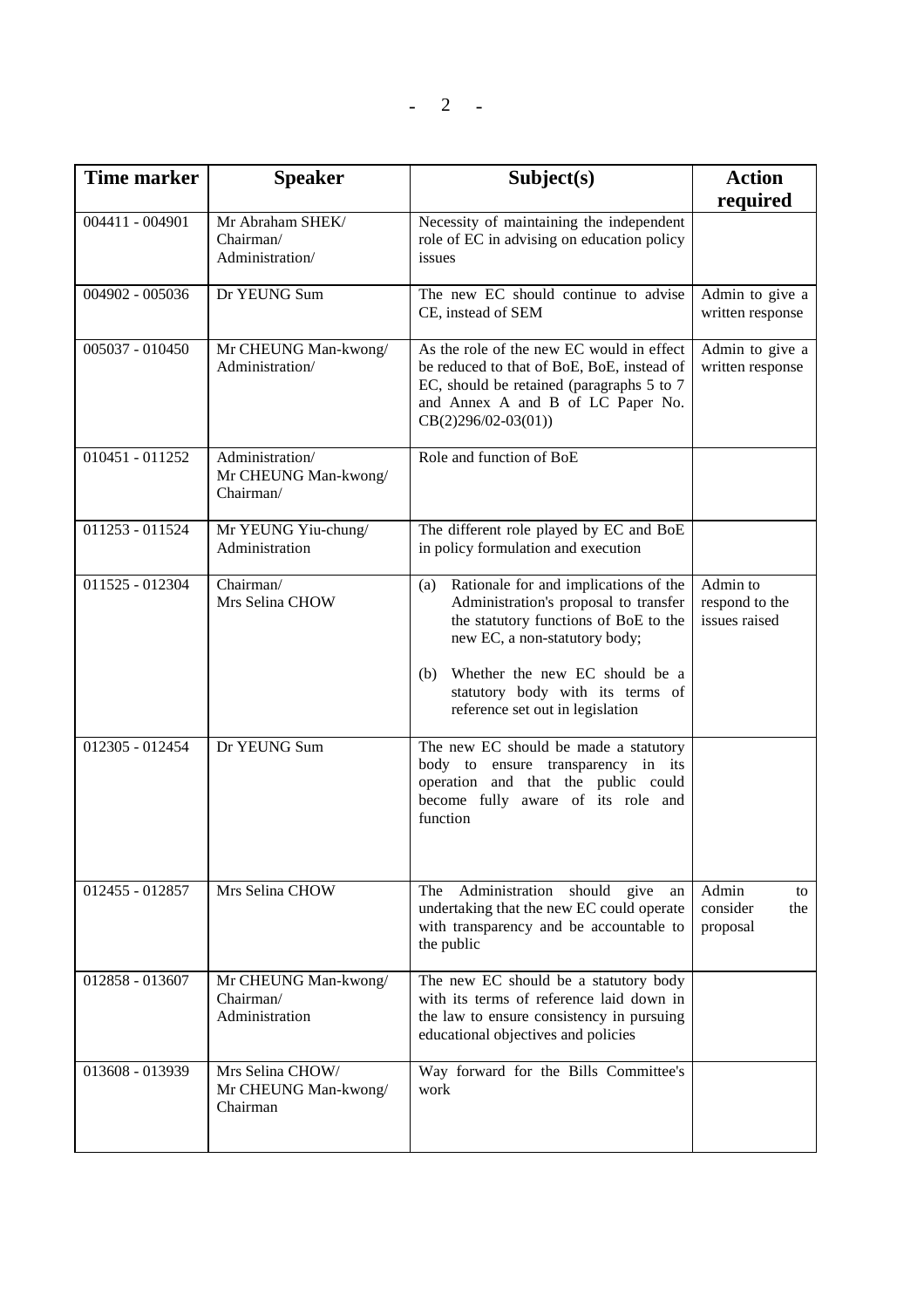| Time marker | Speaker | Subject(s) | Action required |
|---|---|---|---|
| 004411 - 004901 | Mr Abraham SHEK/ Chairman/ Administration/ | Necessity of maintaining the independent role of EC in advising on education policy issues | |
| 004902 - 005036 | Dr YEUNG Sum | The new EC should continue to advise CE, instead of SEM | Admin to give a written response |
| 005037 - 010450 | Mr CHEUNG Man-kwong/ Administration/ | As the role of the new EC would in effect be reduced to that of BoE, BoE, instead of EC, should be retained (paragraphs 5 to 7 and Annex A and B of LC Paper No. CB(2)296/02-03(01)) | Admin to give a written response |
| 010451 - 011252 | Administration/ Mr CHEUNG Man-kwong/ Chairman/ | Role and function of BoE | |
| 011253 - 011524 | Mr YEUNG Yiu-chung/ Administration | The different role played by EC and BoE in policy formulation and execution | |
| 011525 - 012304 | Chairman/ Mrs Selina CHOW | (a) Rationale for and implications of the Administration's proposal to transfer the statutory functions of BoE to the new EC, a non-statutory body;<br><br>(b) Whether the new EC should be a statutory body with its terms of reference set out in legislation | Admin to respond to the issues raised |
| 012305 - 012454 | Dr YEUNG Sum | The new EC should be made a statutory body to ensure transparency in its operation and that the public could become fully aware of its role and function | |
| 012455 - 012857 | Mrs Selina CHOW | The Administration should give an undertaking that the new EC could operate with transparency and be accountable to the public | Admin to consider the proposal |
| 012858 - 013607 | Mr CHEUNG Man-kwong/ Chairman/ Administration | The new EC should be a statutory body with its terms of reference laid down in the law to ensure consistency in pursuing educational objectives and policies | |
| 013608 - 013939 | Mrs Selina CHOW/ Mr CHEUNG Man-kwong/ Chairman | Way forward for the Bills Committee's work | |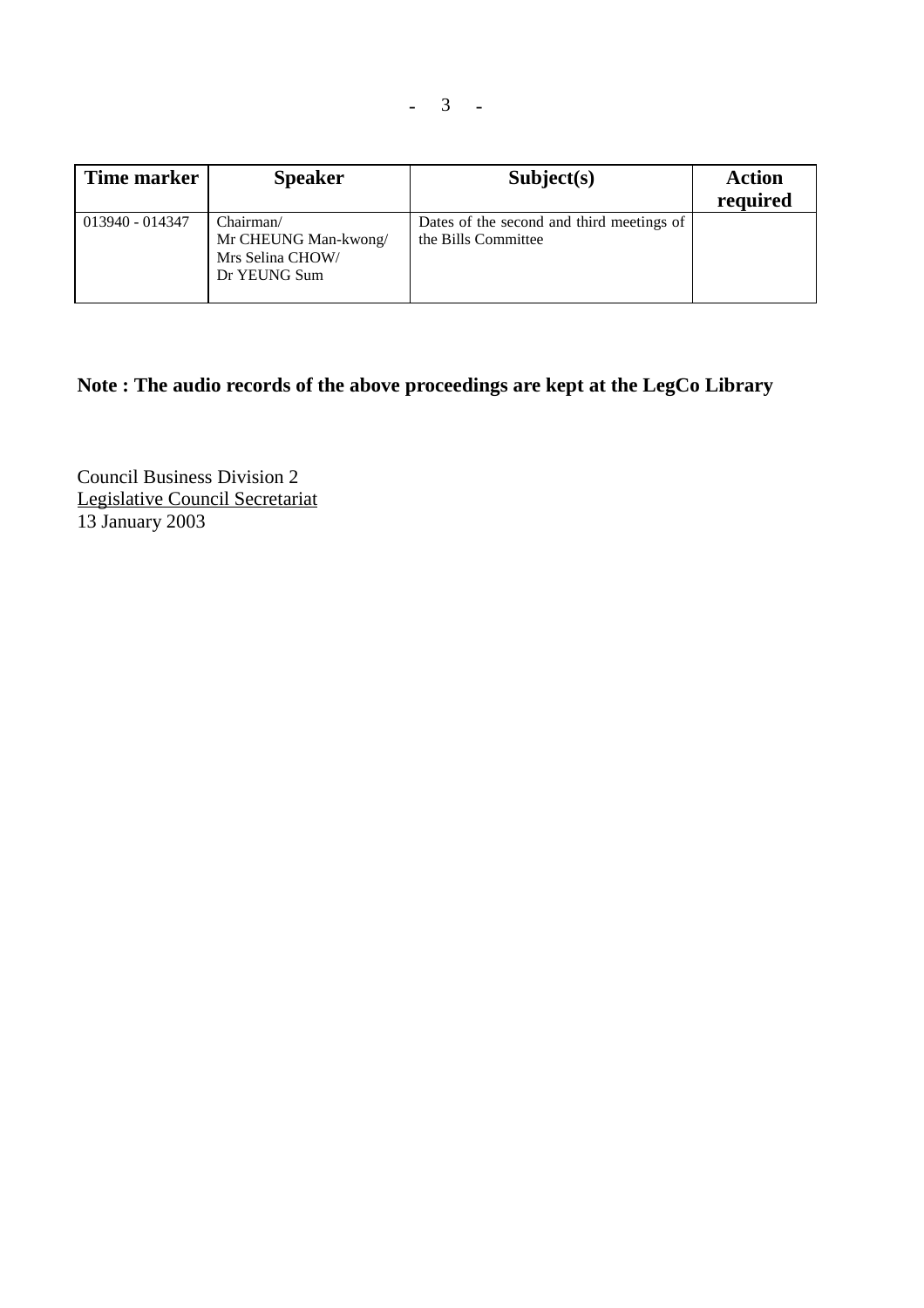| Time marker | Speaker | Subject(s) | Action required |
|---|---|---|---|
| 013940 - 014347 | Chairman/ Mr CHEUNG Man-kwong/ Mrs Selina CHOW/ Dr YEUNG Sum | Dates of the second and third meetings of the Bills Committee | |

**Note : The audio records of the above proceedings are kept at the LegCo Library**

Council Business Division 2
Legislative Council Secretariat
13 January 2003